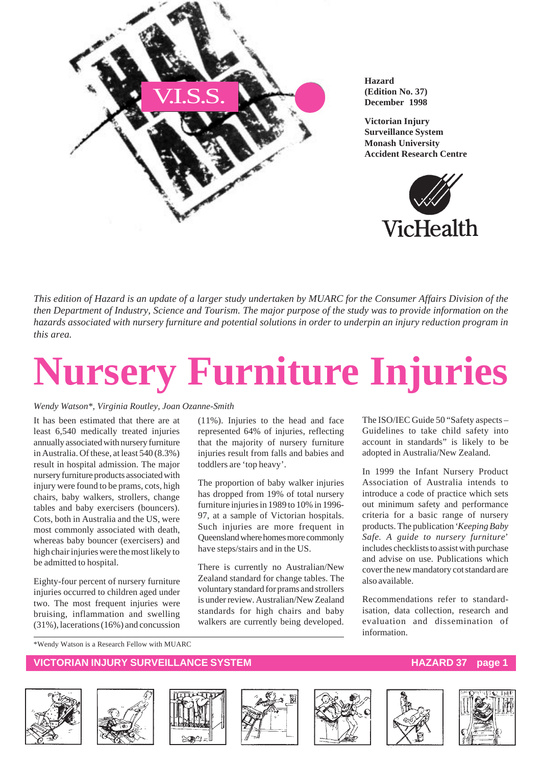Hazard
(Edition No. 37)
December 1998

Victorian Injury Surveillance System
Monash University
Accident Research Centre

*This edition of Hazard is an update of a larger study undertaken by MUARC for the Consumer Affairs Division of the then Department of Industry, Science and Tourism. The major purpose of the study was to provide information on the hazards associated with nursery furniture and potential solutions in order to underpin an injury reduction program in this area.*

# Nursery Furniture Injuries

*Wendy Watson\*, Virginia Routley, Joan Ozanne-Smith*

It has been estimated that there are at least 6,540 medically treated injuries annually associated with nursery furniture in Australia. Of these, at least 540 (8.3%) result in hospital admission. The major nursery furniture products associated with injury were found to be prams, cots, high chairs, baby walkers, strollers, change tables and baby exercisers (bouncers). Cots, both in Australia and the US, were most commonly associated with death, whereas baby bouncer (exercisers) and high chair injuries were the most likely to be admitted to hospital.

Eighty-four percent of nursery furniture injuries occurred to children aged under two. The most frequent injuries were bruising, inflammation and swelling (31%), lacerations (16%) and concussion (11%). Injuries to the head and face represented 64% of injuries, reflecting that the majority of nursery furniture injuries result from falls and babies and toddlers are 'top heavy'.

The proportion of baby walker injuries has dropped from 19% of total nursery furniture injuries in 1989 to 10% in 1996-97, at a sample of Victorian hospitals. Such injuries are more frequent in Queensland where homes more commonly have steps/stairs and in the US.

There is currently no Australian/New Zealand standard for change tables. The voluntary standard for prams and strollers is under review. Australian/New Zealand standards for high chairs and baby walkers are currently being developed.

The ISO/IEC Guide 50 "Safety aspects – Guidelines to take child safety into account in standards" is likely to be adopted in Australia/New Zealand.

In 1999 the Infant Nursery Product Association of Australia intends to introduce a code of practice which sets out minimum safety and performance criteria for a basic range of nursery products. The publication '*Keeping Baby Safe. A guide to nursery furniture*' includes checklists to assist with purchase and advise on use. Publications which cover the new mandatory cot standard are also available.

Recommendations refer to standardisation, data collection, research and evaluation and dissemination of information.

\*Wendy Watson is a Research Fellow with MUARC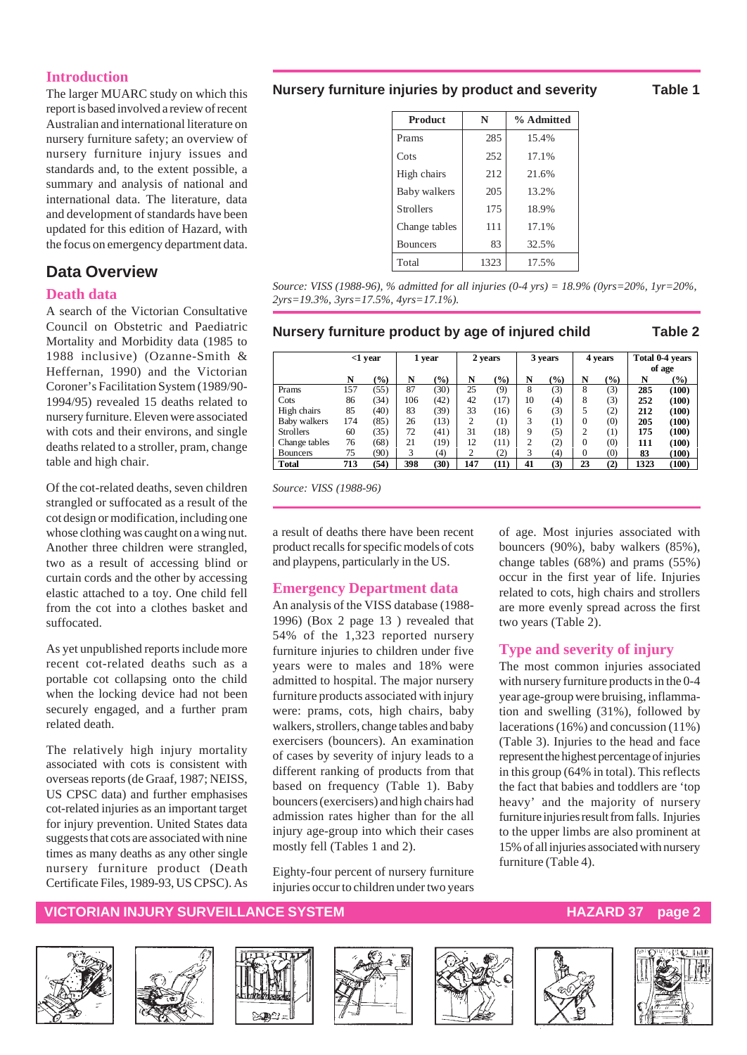## Introduction

The larger MUARC study on which this report is based involved a review of recent Australian and international literature on nursery furniture safety; an overview of nursery furniture injury issues and standards and, to the extent possible, a summary and analysis of national and international data. The literature, data and development of standards have been updated for this edition of Hazard, with the focus on emergency department data.

## Data Overview

### Death data

A search of the Victorian Consultative Council on Obstetric and Paediatric Mortality and Morbidity data (1985 to 1988 inclusive) (Ozanne-Smith & Heffernan, 1990) and the Victorian Coroner's Facilitation System (1989/90-1994/95) revealed 15 deaths related to nursery furniture. Eleven were associated with cots and their environs, and single deaths related to a stroller, pram, change table and high chair.

Of the cot-related deaths, seven children strangled or suffocated as a result of the cot design or modification, including one whose clothing was caught on a wing nut. Another three children were strangled, two as a result of accessing blind or curtain cords and the other by accessing elastic attached to a toy. One child fell from the cot into a clothes basket and suffocated.

As yet unpublished reports include more recent cot-related deaths such as a portable cot collapsing onto the child when the locking device had not been securely engaged, and a further pram related death.

The relatively high injury mortality associated with cots is consistent with overseas reports (de Graaf, 1987; NEISS, US CPSC data) and further emphasises cot-related injuries as an important target for injury prevention. United States data suggests that cots are associated with nine times as many deaths as any other single nursery furniture product (Death Certificate Files, 1989-93, US CPSC). As a result of deaths there have been recent product recalls for specific models of cots and playpens, particularly in the US.

### Emergency Department data

An analysis of the VISS database (1988-1996) (Box 2 page 13 ) revealed that 54% of the 1,323 reported nursery furniture injuries to children under five years were to males and 18% were admitted to hospital. The major nursery furniture products associated with injury were: prams, cots, high chairs, baby walkers, strollers, change tables and baby exercisers (bouncers). An examination of cases by severity of injury leads to a different ranking of products from that based on frequency (Table 1). Baby bouncers (exercisers) and high chairs had admission rates higher than for the all injury age-group into which their cases mostly fell (Tables 1 and 2).

Eighty-four percent of nursery furniture injuries occur to children under two years of age. Most injuries associated with bouncers (90%), baby walkers (85%), change tables (68%) and prams (55%) occur in the first year of life. Injuries related to cots, high chairs and strollers are more evenly spread across the first two years (Table 2).

### Type and severity of injury

The most common injuries associated with nursery furniture products in the 0-4 year age-group were bruising, inflammation and swelling (31%), followed by lacerations (16%) and concussion (11%) (Table 3). Injuries to the head and face represent the highest percentage of injuries in this group (64% in total). This reflects the fact that babies and toddlers are 'top heavy' and the majority of nursery furniture injuries result from falls. Injuries to the upper limbs are also prominent at 15% of all injuries associated with nursery furniture (Table 4).

**Nursery furniture injuries by product and severity — Table 1**

| Product | N | % Admitted |
|---|---|---|
| Prams | 285 | 15.4% |
| Cots | 252 | 17.1% |
| High chairs | 212 | 21.6% |
| Baby walkers | 205 | 13.2% |
| Strollers | 175 | 18.9% |
| Change tables | 111 | 17.1% |
| Bouncers | 83 | 32.5% |
| Total | 1323 | 17.5% |

*Source: VISS (1988-96), % admitted for all injuries (0-4 yrs) = 18.9% (0yrs=20%, 1yr=20%, 2yrs=19.3%, 3yrs=17.5%, 4yrs=17.1%).*

**Nursery furniture product by age of injured child — Table 2**

| | <1 year | | 1 year | | 2 years | | 3 years | | 4 years | | Total 0-4 years of age | |
|---|---|---|---|---|---|---|---|---|---|---|---|---|
| | N | (%) | N | (%) | N | (%) | N | (%) | N | (%) | N | (%) |
| Prams | 157 | (55) | 87 | (30) | 25 | (9) | 8 | (3) | 8 | (3) | **285** | **(100)** |
| Cots | 86 | (34) | 106 | (42) | 42 | (17) | 10 | (4) | 8 | (3) | **252** | **(100)** |
| High chairs | 85 | (40) | 83 | (39) | 33 | (16) | 6 | (3) | 5 | (2) | **212** | **(100)** |
| Baby walkers | 174 | (85) | 26 | (13) | 2 | (1) | 3 | (1) | 0 | (0) | **205** | **(100)** |
| Strollers | 60 | (35) | 72 | (41) | 31 | (18) | 9 | (5) | 2 | (1) | **175** | **(100)** |
| Change tables | 76 | (68) | 21 | (19) | 12 | (11) | 2 | (2) | 0 | (0) | **111** | **(100)** |
| Bouncers | 75 | (90) | 3 | (4) | 2 | (2) | 3 | (4) | 0 | (0) | **83** | **(100)** |
| **Total** | **713** | **(54)** | **398** | **(30)** | **147** | **(11)** | **41** | **(3)** | **23** | **(2)** | **1323** | **(100)** |

*Source: VISS (1988-96)*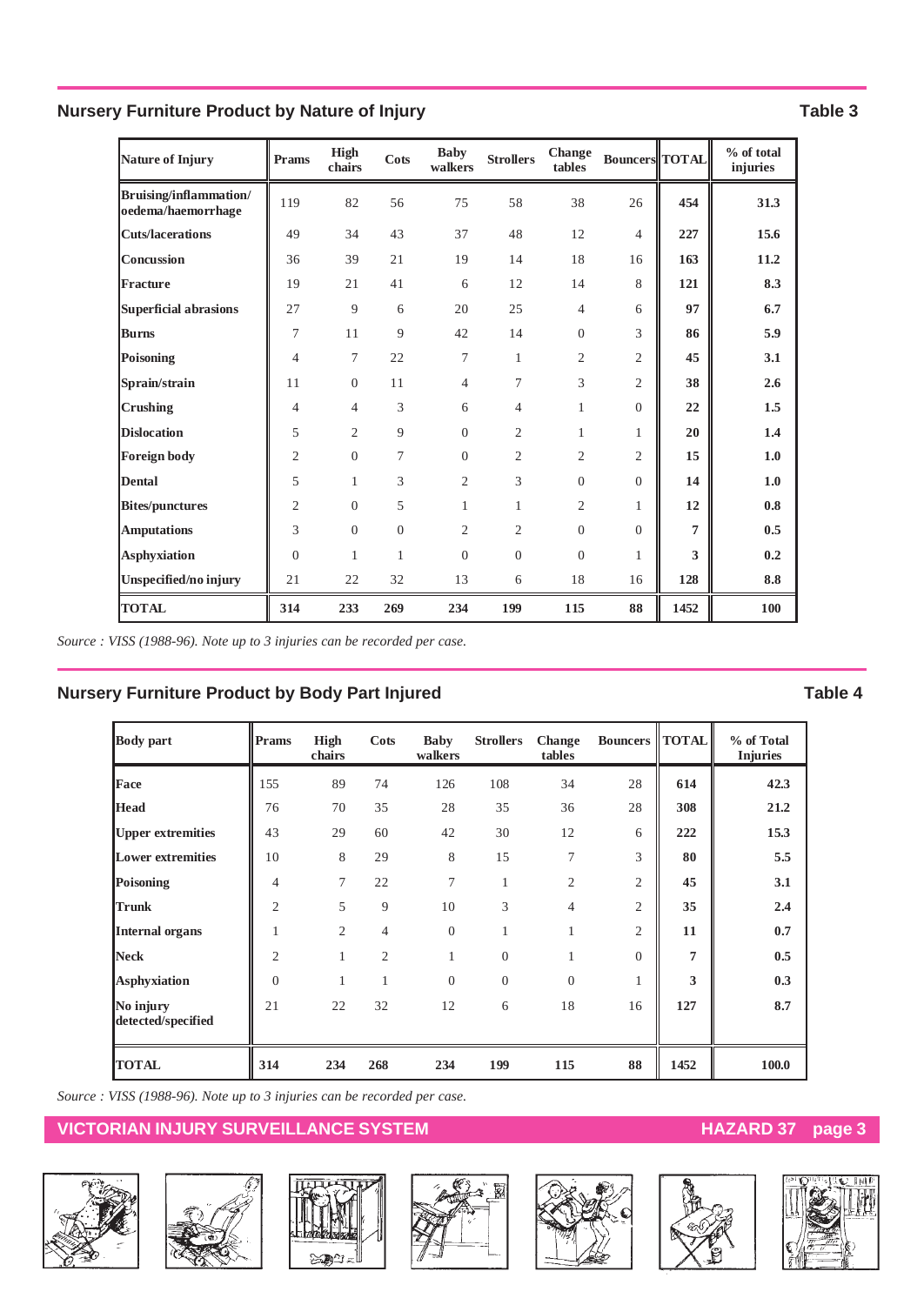## Nursery Furniture Product by Nature of Injury

**Table 3**

| Nature of Injury | Prams | High chairs | Cots | Baby walkers | Strollers | Change tables | Bouncers | TOTAL | % of total injuries |
|---|---|---|---|---|---|---|---|---|---|
| **Bruising/inflammation/ oedema/haemorrhage** | 119 | 82 | 56 | 75 | 58 | 38 | 26 | **454** | **31.3** |
| **Cuts/lacerations** | 49 | 34 | 43 | 37 | 48 | 12 | 4 | **227** | **15.6** |
| **Concussion** | 36 | 39 | 21 | 19 | 14 | 18 | 16 | **163** | **11.2** |
| **Fracture** | 19 | 21 | 41 | 6 | 12 | 14 | 8 | **121** | **8.3** |
| **Superficial abrasions** | 27 | 9 | 6 | 20 | 25 | 4 | 6 | **97** | **6.7** |
| **Burns** | 7 | 11 | 9 | 42 | 14 | 0 | 3 | **86** | **5.9** |
| **Poisoning** | 4 | 7 | 22 | 7 | 1 | 2 | 2 | **45** | **3.1** |
| **Sprain/strain** | 11 | 0 | 11 | 4 | 7 | 3 | 2 | **38** | **2.6** |
| **Crushing** | 4 | 4 | 3 | 6 | 4 | 1 | 0 | **22** | **1.5** |
| **Dislocation** | 5 | 2 | 9 | 0 | 2 | 1 | 1 | **20** | **1.4** |
| **Foreign body** | 2 | 0 | 7 | 0 | 2 | 2 | 2 | **15** | **1.0** |
| **Dental** | 5 | 1 | 3 | 2 | 3 | 0 | 0 | **14** | **1.0** |
| **Bites/punctures** | 2 | 0 | 5 | 1 | 1 | 2 | 1 | **12** | **0.8** |
| **Amputations** | 3 | 0 | 0 | 2 | 2 | 0 | 0 | **7** | **0.5** |
| **Asphyxiation** | 0 | 1 | 1 | 0 | 0 | 0 | 1 | **3** | **0.2** |
| **Unspecified/no injury** | 21 | 22 | 32 | 13 | 6 | 18 | 16 | **128** | **8.8** |
| **TOTAL** | **314** | **233** | **269** | **234** | **199** | **115** | **88** | **1452** | **100** |

*Source : VISS (1988-96). Note up to 3 injuries can be recorded per case.*

## Nursery Furniture Product by Body Part Injured

**Table 4**

| Body part | Prams | High chairs | Cots | Baby walkers | Strollers | Change tables | Bouncers | TOTAL | % of Total Injuries |
|---|---|---|---|---|---|---|---|---|---|
| **Face** | 155 | 89 | 74 | 126 | 108 | 34 | 28 | **614** | **42.3** |
| **Head** | 76 | 70 | 35 | 28 | 35 | 36 | 28 | **308** | **21.2** |
| **Upper extremities** | 43 | 29 | 60 | 42 | 30 | 12 | 6 | **222** | **15.3** |
| **Lower extremities** | 10 | 8 | 29 | 8 | 15 | 7 | 3 | **80** | **5.5** |
| **Poisoning** | 4 | 7 | 22 | 7 | 1 | 2 | 2 | **45** | **3.1** |
| **Trunk** | 2 | 5 | 9 | 10 | 3 | 4 | 2 | **35** | **2.4** |
| **Internal organs** | 1 | 2 | 4 | 0 | 1 | 1 | 2 | **11** | **0.7** |
| **Neck** | 2 | 1 | 2 | 1 | 0 | 1 | 0 | **7** | **0.5** |
| **Asphyxiation** | 0 | 1 | 1 | 0 | 0 | 0 | 1 | **3** | **0.3** |
| **No injury detected/specified** | 21 | 22 | 32 | 12 | 6 | 18 | 16 | **127** | **8.7** |
| **TOTAL** | **314** | **234** | **268** | **234** | **199** | **115** | **88** | **1452** | **100.0** |

*Source : VISS (1988-96). Note up to 3 injuries can be recorded per case.*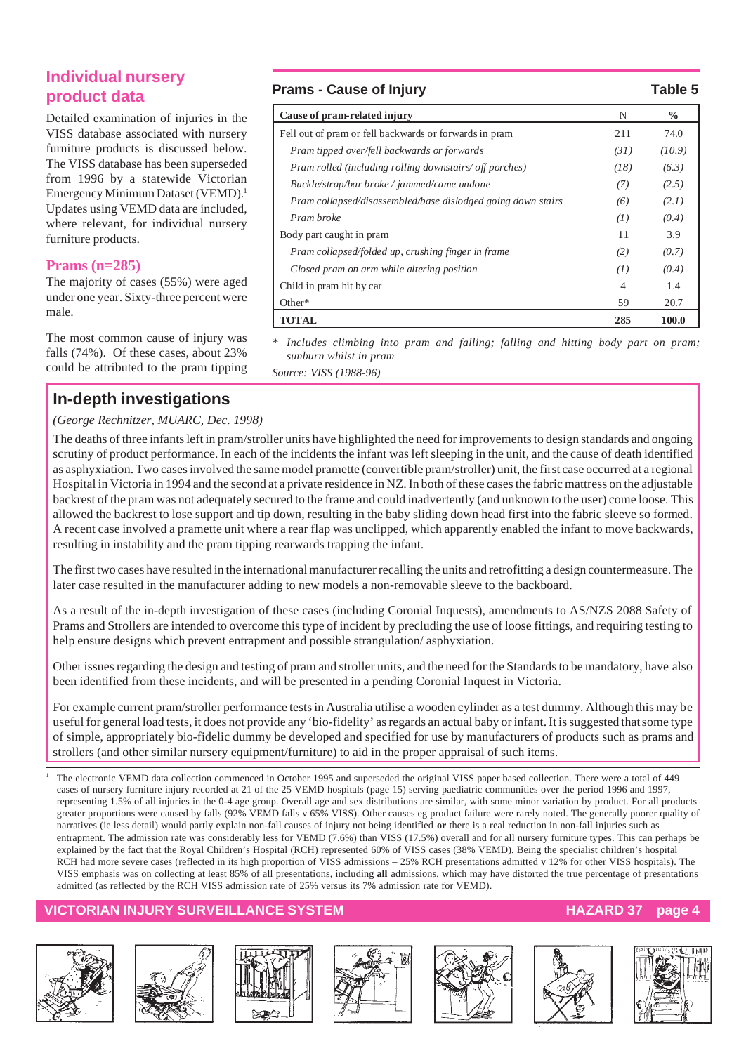## Individual nursery product data

Detailed examination of injuries in the VISS database associated with nursery furniture products is discussed below. The VISS database has been superseded from 1996 by a statewide Victorian Emergency Minimum Dataset (VEMD).[1] Updates using VEMD data are included, where relevant, for individual nursery furniture products.

### Prams (n=285)

The majority of cases (55%) were aged under one year. Sixty-three percent were male.

The most common cause of injury was falls (74%). Of these cases, about 23% could be attributed to the pram tipping

**Prams - Cause of Injury** **Table 5**

| Cause of pram-related injury | N | % |
|---|---|---|
| Fell out of pram or fell backwards or forwards in pram | 211 | 74.0 |
| *Pram tipped over/fell backwards or forwards* | *(31)* | *(10.9)* |
| *Pram rolled (including rolling downstairs/ off porches)* | *(18)* | *(6.3)* |
| *Buckle/strap/bar broke / jammed/came undone* | *(7)* | *(2.5)* |
| *Pram collapsed/disassembled/base dislodged going down stairs* | *(6)* | *(2.1)* |
| *Pram broke* | *(1)* | *(0.4)* |
| Body part caught in pram | 11 | 3.9 |
| *Pram collapsed/folded up, crushing finger in frame* | *(2)* | *(0.7)* |
| *Closed pram on arm while altering position* | *(1)* | *(0.4)* |
| Child in pram hit by car | 4 | 1.4 |
| Other* | 59 | 20.7 |
| **TOTAL** | **285** | **100.0** |

\* *Includes climbing into pram and falling; falling and hitting body part on pram; sunburn whilst in pram*

*Source: VISS (1988-96)*

## In-depth investigations

*(George Rechnitzer, MUARC, Dec. 1998)*

The deaths of three infants left in pram/stroller units have highlighted the need for improvements to design standards and ongoing scrutiny of product performance. In each of the incidents the infant was left sleeping in the unit, and the cause of death identified as asphyxiation. Two cases involved the same model pramette (convertible pram/stroller) unit, the first case occurred at a regional Hospital in Victoria in 1994 and the second at a private residence in NZ. In both of these cases the fabric mattress on the adjustable backrest of the pram was not adequately secured to the frame and could inadvertently (and unknown to the user) come loose. This allowed the backrest to lose support and tip down, resulting in the baby sliding down head first into the fabric sleeve so formed. A recent case involved a pramette unit where a rear flap was unclipped, which apparently enabled the infant to move backwards, resulting in instability and the pram tipping rearwards trapping the infant.

The first two cases have resulted in the international manufacturer recalling the units and retrofitting a design countermeasure. The later case resulted in the manufacturer adding to new models a non-removable sleeve to the backboard.

As a result of the in-depth investigation of these cases (including Coronial Inquests), amendments to AS/NZS 2088 Safety of Prams and Strollers are intended to overcome this type of incident by precluding the use of loose fittings, and requiring testing to help ensure designs which prevent entrapment and possible strangulation/ asphyxiation.

Other issues regarding the design and testing of pram and stroller units, and the need for the Standards to be mandatory, have also been identified from these incidents, and will be presented in a pending Coronial Inquest in Victoria.

For example current pram/stroller performance tests in Australia utilise a wooden cylinder as a test dummy. Although this may be useful for general load tests, it does not provide any 'bio-fidelity' as regards an actual baby or infant. It is suggested that some type of simple, appropriately bio-fidelic dummy be developed and specified for use by manufacturers of products such as prams and strollers (and other similar nursery equipment/furniture) to aid in the proper appraisal of such items.

[1] The electronic VEMD data collection commenced in October 1995 and superseded the original VISS paper based collection. There were a total of 449 cases of nursery furniture injury recorded at 21 of the 25 VEMD hospitals (page 15) serving paediatric communities over the period 1996 and 1997, representing 1.5% of all injuries in the 0-4 age group. Overall age and sex distributions are similar, with some minor variation by product. For all products greater proportions were caused by falls (92% VEMD falls v 65% VISS). Other causes eg product failure were rarely noted. The generally poorer quality of narratives (ie less detail) would partly explain non-fall causes of injury not being identified **or** there is a real reduction in non-fall injuries such as entrapment. The admission rate was considerably less for VEMD (7.6%) than VISS (17.5%) overall and for all nursery furniture types. This can perhaps be explained by the fact that the Royal Children's Hospital (RCH) represented 60% of VISS cases (38% VEMD). Being the specialist children's hospital RCH had more severe cases (reflected in its high proportion of VISS admissions – 25% RCH presentations admitted v 12% for other VISS hospitals). The VISS emphasis was on collecting at least 85% of all presentations, including **all** admissions, which may have distorted the true percentage of presentations admitted (as reflected by the RCH VISS admission rate of 25% versus its 7% admission rate for VEMD).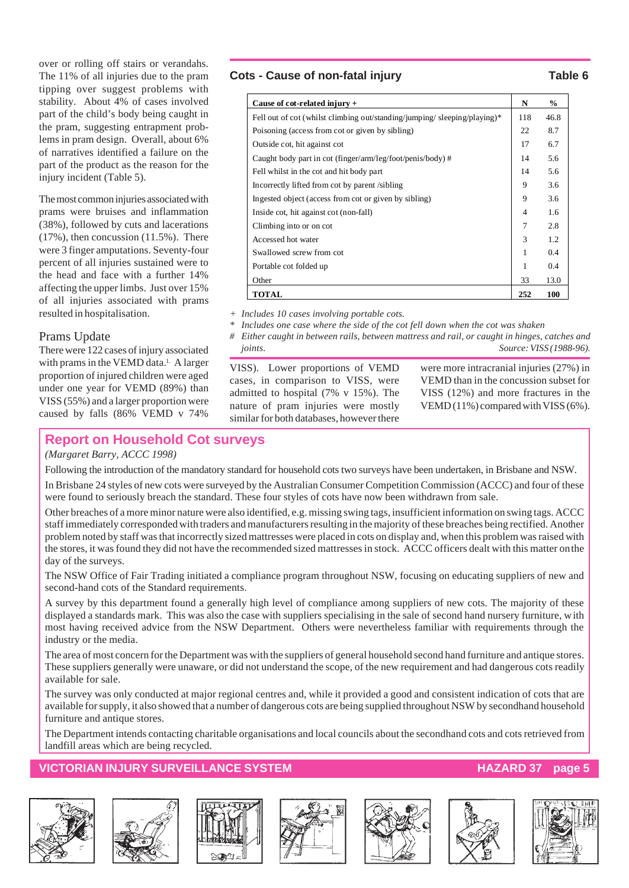over or rolling off stairs or verandahs. The 11% of all injuries due to the pram tipping over suggest problems with stability. About 4% of cases involved part of the child's body being caught in the pram, suggesting entrapment problems in pram design. Overall, about 6% of narratives identified a failure on the part of the product as the reason for the injury incident (Table 5).

The most common injuries associated with prams were bruises and inflammation (38%), followed by cuts and lacerations (17%), then concussion (11.5%). There were 3 finger amputations. Seventy-four percent of all injuries sustained were to the head and face with a further 14% affecting the upper limbs. Just over 15% of all injuries associated with prams resulted in hospitalisation.

### Prams Update

There were 122 cases of injury associated with prams in the VEMD data.[1] A larger proportion of injured children were aged under one year for VEMD (89%) than VISS (55%) and a larger proportion were caused by falls (86% VEMD v 74% VISS). Lower proportions of VEMD cases, in comparison to VISS, were admitted to hospital (7% v 15%). The nature of pram injuries were mostly similar for both databases, however there were more intracranial injuries (27%) in VEMD than in the concussion subset for VISS (12%) and more fractures in the VEMD (11%) compared with VISS (6%).

**Cots - Cause of non-fatal injury** — **Table 6**

| Cause of cot-related injury + | N | % |
|---|---|---|
| Fell out of cot (whilst climbing out/standing/jumping/ sleeping/playing)* | 118 | 46.8 |
| Poisoning (access from cot or given by sibling) | 22 | 8.7 |
| Outside cot, hit against cot | 17 | 6.7 |
| Caught body part in cot (finger/arm/leg/foot/penis/body) # | 14 | 5.6 |
| Fell whilst in the cot and hit body part | 14 | 5.6 |
| Incorrectly lifted from cot by parent /sibling | 9 | 3.6 |
| Ingested object (access from cot or given by sibling) | 9 | 3.6 |
| Inside cot, hit against cot (non-fall) | 4 | 1.6 |
| Climbing into or on cot | 7 | 2.8 |
| Accessed hot water | 3 | 1.2 |
| Swallowed screw from cot | 1 | 0.4 |
| Portable cot folded up | 1 | 0.4 |
| Other | 33 | 13.0 |
| **TOTAL** | **252** | **100** |

*+ Includes 10 cases involving portable cots.*
*\* Includes one case where the side of the cot fell down when the cot was shaken*
*# Either caught in between rails, between mattress and rail, or caught in hinges, catches and joints.*
*Source: VISS (1988-96).*

## Report on Household Cot surveys

*(Margaret Barry, ACCC 1998)*

Following the introduction of the mandatory standard for household cots two surveys have been undertaken, in Brisbane and NSW.

In Brisbane 24 styles of new cots were surveyed by the Australian Consumer Competition Commission (ACCC) and four of these were found to seriously breach the standard. These four styles of cots have now been withdrawn from sale.

Other breaches of a more minor nature were also identified, e.g. missing swing tags, insufficient information on swing tags. ACCC staff immediately corresponded with traders and manufacturers resulting in the majority of these breaches being rectified. Another problem noted by staff was that incorrectly sized mattresses were placed in cots on display and, when this problem was raised with the stores, it was found they did not have the recommended sized mattresses in stock. ACCC officers dealt with this matter on the day of the surveys.

The NSW Office of Fair Trading initiated a compliance program throughout NSW, focusing on educating suppliers of new and second-hand cots of the Standard requirements.

A survey by this department found a generally high level of compliance among suppliers of new cots. The majority of these displayed a standards mark. This was also the case with suppliers specialising in the sale of second hand nursery furniture, with most having received advice from the NSW Department. Others were nevertheless familiar with requirements through the industry or the media.

The area of most concern for the Department was with the suppliers of general household second hand furniture and antique stores. These suppliers generally were unaware, or did not understand the scope, of the new requirement and had dangerous cots readily available for sale.

The survey was only conducted at major regional centres and, while it provided a good and consistent indication of cots that are available for supply, it also showed that a number of dangerous cots are being supplied throughout NSW by secondhand household furniture and antique stores.

The Department intends contacting charitable organisations and local councils about the secondhand cots and cots retrieved from landfill areas which are being recycled.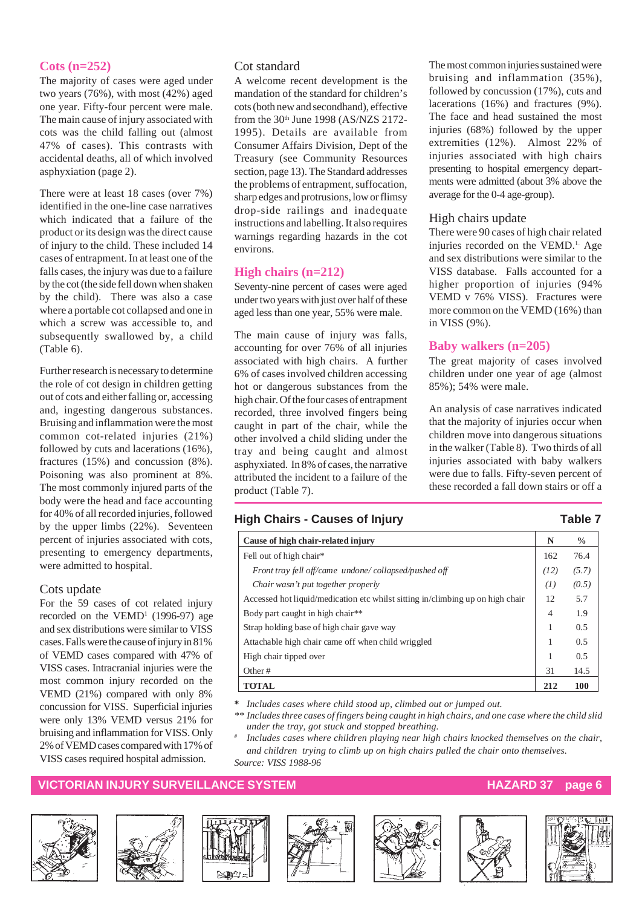## Cots (n=252)

The majority of cases were aged under two years (76%), with most (42%) aged one year. Fifty-four percent were male. The main cause of injury associated with cots was the child falling out (almost 47% of cases). This contrasts with accidental deaths, all of which involved asphyxiation (page 2).

There were at least 18 cases (over 7%) identified in the one-line case narratives which indicated that a failure of the product or its design was the direct cause of injury to the child. These included 14 cases of entrapment. In at least one of the falls cases, the injury was due to a failure by the cot (the side fell down when shaken by the child). There was also a case where a portable cot collapsed and one in which a screw was accessible to, and subsequently swallowed by, a child (Table 6).

Further research is necessary to determine the role of cot design in children getting out of cots and either falling or, accessing and, ingesting dangerous substances. Bruising and inflammation were the most common cot-related injuries (21%) followed by cuts and lacerations (16%), fractures (15%) and concussion (8%). Poisoning was also prominent at 8%. The most commonly injured parts of the body were the head and face accounting for 40% of all recorded injuries, followed by the upper limbs (22%). Seventeen percent of injuries associated with cots, presenting to emergency departments, were admitted to hospital.

### Cots update

For the 59 cases of cot related injury recorded on the VEMD[1] (1996-97) age and sex distributions were similar to VISS cases. Falls were the cause of injury in 81% of VEMD cases compared with 47% of VISS cases. Intracranial injuries were the most common injury recorded on the VEMD (21%) compared with only 8% concussion for VISS. Superficial injuries were only 13% VEMD versus 21% for bruising and inflammation for VISS. Only 2% of VEMD cases compared with 17% of VISS cases required hospital admission.

### Cot standard

A welcome recent development is the mandation of the standard for children's cots (both new and secondhand), effective from the 30th June 1998 (AS/NZS 2172-1995). Details are available from Consumer Affairs Division, Dept of the Treasury (see Community Resources section, page 13). The Standard addresses the problems of entrapment, suffocation, sharp edges and protrusions, low or flimsy drop-side railings and inadequate instructions and labelling. It also requires warnings regarding hazards in the cot environs.

## High chairs (n=212)

Seventy-nine percent of cases were aged under two years with just over half of these aged less than one year, 55% were male.

The main cause of injury was falls, accounting for over 76% of all injuries associated with high chairs. A further 6% of cases involved children accessing hot or dangerous substances from the high chair. Of the four cases of entrapment recorded, three involved fingers being caught in part of the chair, while the other involved a child sliding under the tray and being caught and almost asphyxiated. In 8% of cases, the narrative attributed the incident to a failure of the product (Table 7).

The most common injuries sustained were bruising and inflammation (35%), followed by concussion (17%), cuts and lacerations (16%) and fractures (9%). The face and head sustained the most injuries (68%) followed by the upper extremities (12%). Almost 22% of injuries associated with high chairs presenting to hospital emergency departments were admitted (about 3% above the average for the 0-4 age-group).

### High chairs update

There were 90 cases of high chair related injuries recorded on the VEMD.[1] Age and sex distributions were similar to the VISS database. Falls accounted for a higher proportion of injuries (94% VEMD v 76% VISS). Fractures were more common on the VEMD (16%) than in VISS (9%).

## Baby walkers (n=205)

The great majority of cases involved children under one year of age (almost 85%); 54% were male.

An analysis of case narratives indicated that the majority of injuries occur when children move into dangerous situations in the walker (Table 8). Two thirds of all injuries associated with baby walkers were due to falls. Fifty-seven percent of these recorded a fall down stairs or off a

**High Chairs - Causes of Injury** — **Table 7**

| Cause of high chair-related injury | N | % |
|---|---|---|
| Fell out of high chair* | 162 | 76.4 |
| *Front tray fell off/came undone/ collapsed/pushed off* | *(12)* | *(5.7)* |
| *Chair wasn't put together properly* | *(1)* | *(0.5)* |
| Accessed hot liquid/medication etc whilst sitting in/climbing up on high chair | 12 | 5.7 |
| Body part caught in high chair** | 4 | 1.9 |
| Strap holding base of high chair gave way | 1 | 0.5 |
| Attachable high chair came off when child wriggled | 1 | 0.5 |
| High chair tipped over | 1 | 0.5 |
| Other # | 31 | 14.5 |
| **TOTAL** | **212** | **100** |

\* *Includes cases where child stood up, climbed out or jumped out.*

\*\* *Includes three cases of fingers being caught in high chairs, and one case where the child slid under the tray, got stuck and stopped breathing.*

\# *Includes cases where children playing near high chairs knocked themselves on the chair, and children trying to climb up on high chairs pulled the chair onto themselves.*

*Source: VISS 1988-96*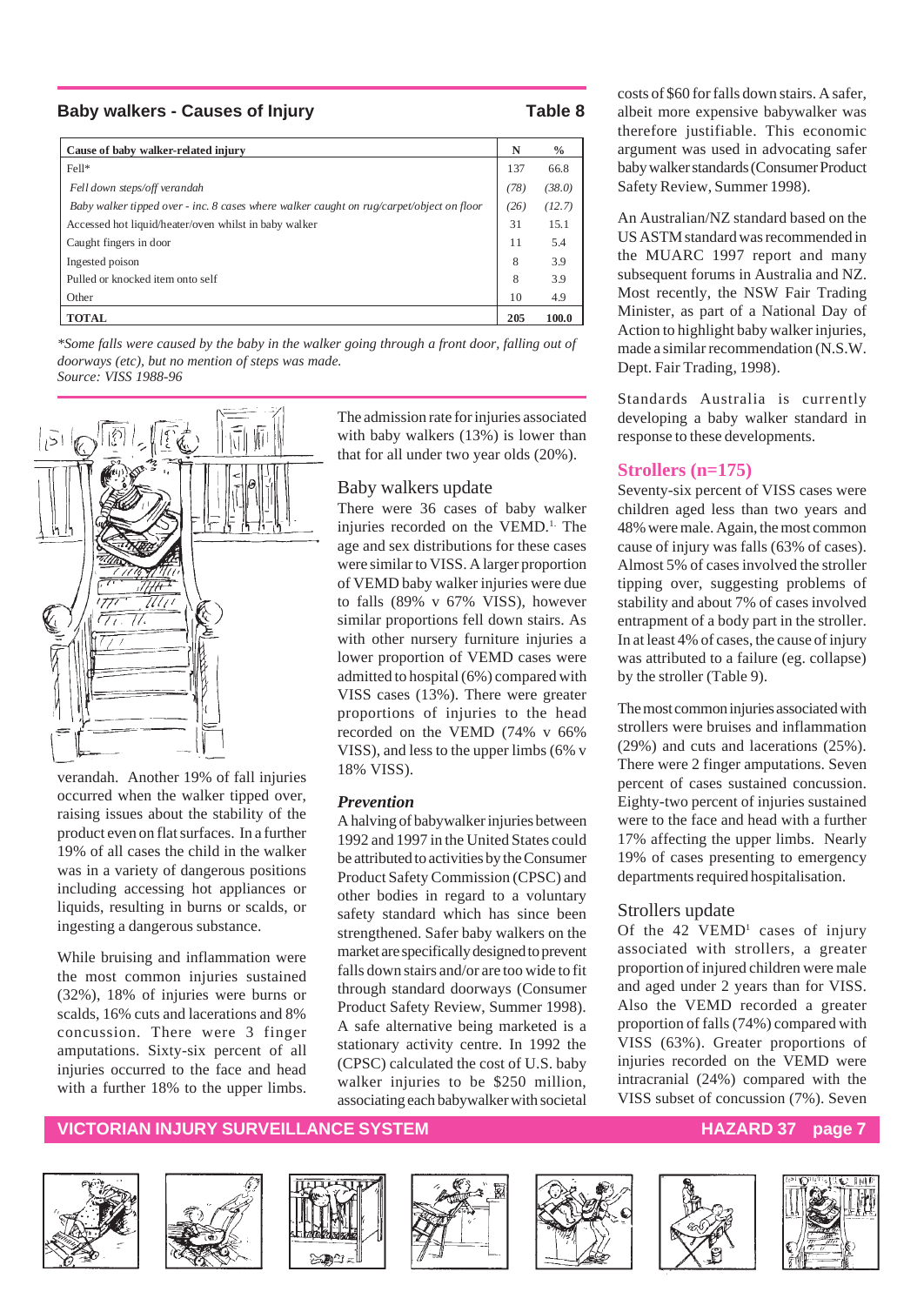## Baby walkers - Causes of Injury

**Table 8**

| Cause of baby walker-related injury | N | % |
|---|---|---|
| Fell* | 137 | 66.8 |
| *Fell down steps/off verandah* | *(78)* | *(38.0)* |
| *Baby walker tipped over - inc. 8 cases where walker caught on rug/carpet/object on floor* | *(26)* | *(12.7)* |
| Accessed hot liquid/heater/oven whilst in baby walker | 31 | 15.1 |
| Caught fingers in door | 11 | 5.4 |
| Ingested poison | 8 | 3.9 |
| Pulled or knocked item onto self | 8 | 3.9 |
| Other | 10 | 4.9 |
| **TOTAL** | **205** | **100.0** |

*\*Some falls were caused by the baby in the walker going through a front door, falling out of doorways (etc), but no mention of steps was made.*
*Source: VISS 1988-96*

verandah. Another 19% of fall injuries occurred when the walker tipped over, raising issues about the stability of the product even on flat surfaces. In a further 19% of all cases the child in the walker was in a variety of dangerous positions including accessing hot appliances or liquids, resulting in burns or scalds, or ingesting a dangerous substance.

While bruising and inflammation were the most common injuries sustained (32%), 18% of injuries were burns or scalds, 16% cuts and lacerations and 8% concussion. There were 3 finger amputations. Sixty-six percent of all injuries occurred to the face and head with a further 18% to the upper limbs.

The admission rate for injuries associated with baby walkers (13%) is lower than that for all under two year olds (20%).

### Baby walkers update

There were 36 cases of baby walker injuries recorded on the VEMD.[1] The age and sex distributions for these cases were similar to VISS. A larger proportion of VEMD baby walker injuries were due to falls (89% v 67% VISS), however similar proportions fell down stairs. As with other nursery furniture injuries a lower proportion of VEMD cases were admitted to hospital (6%) compared with VISS cases (13%). There were greater proportions of injuries to the head recorded on the VEMD (74% v 66% VISS), and less to the upper limbs (6% v 18% VISS).

### *Prevention*

A halving of babywalker injuries between 1992 and 1997 in the United States could be attributed to activities by the Consumer Product Safety Commission (CPSC) and other bodies in regard to a voluntary safety standard which has since been strengthened. Safer baby walkers on the market are specifically designed to prevent falls down stairs and/or are too wide to fit through standard doorways (Consumer Product Safety Review, Summer 1998). A safe alternative being marketed is a stationary activity centre. In 1992 the (CPSC) calculated the cost of U.S. baby walker injuries to be $250 million, associating each babywalker with societal costs of $60 for falls down stairs. A safer, albeit more expensive babywalker was therefore justifiable. This economic argument was used in advocating safer baby walker standards (Consumer Product Safety Review, Summer 1998).

An Australian/NZ standard based on the US ASTM standard was recommended in the MUARC 1997 report and many subsequent forums in Australia and NZ. Most recently, the NSW Fair Trading Minister, as part of a National Day of Action to highlight baby walker injuries, made a similar recommendation (N.S.W. Dept. Fair Trading, 1998).

Standards Australia is currently developing a baby walker standard in response to these developments.

## Strollers (n=175)

Seventy-six percent of VISS cases were children aged less than two years and 48% were male. Again, the most common cause of injury was falls (63% of cases). Almost 5% of cases involved the stroller tipping over, suggesting problems of stability and about 7% of cases involved entrapment of a body part in the stroller. In at least 4% of cases, the cause of injury was attributed to a failure (eg. collapse) by the stroller (Table 9).

The most common injuries associated with strollers were bruises and inflammation (29%) and cuts and lacerations (25%). There were 2 finger amputations. Seven percent of cases sustained concussion. Eighty-two percent of injuries sustained were to the face and head with a further 17% affecting the upper limbs. Nearly 19% of cases presenting to emergency departments required hospitalisation.

### Strollers update

Of the 42 VEMD[1] cases of injury associated with strollers, a greater proportion of injured children were male and aged under 2 years than for VISS. Also the VEMD recorded a greater proportion of falls (74%) compared with VISS (63%). Greater proportions of injuries recorded on the VEMD were intracranial (24%) compared with the VISS subset of concussion (7%). Seven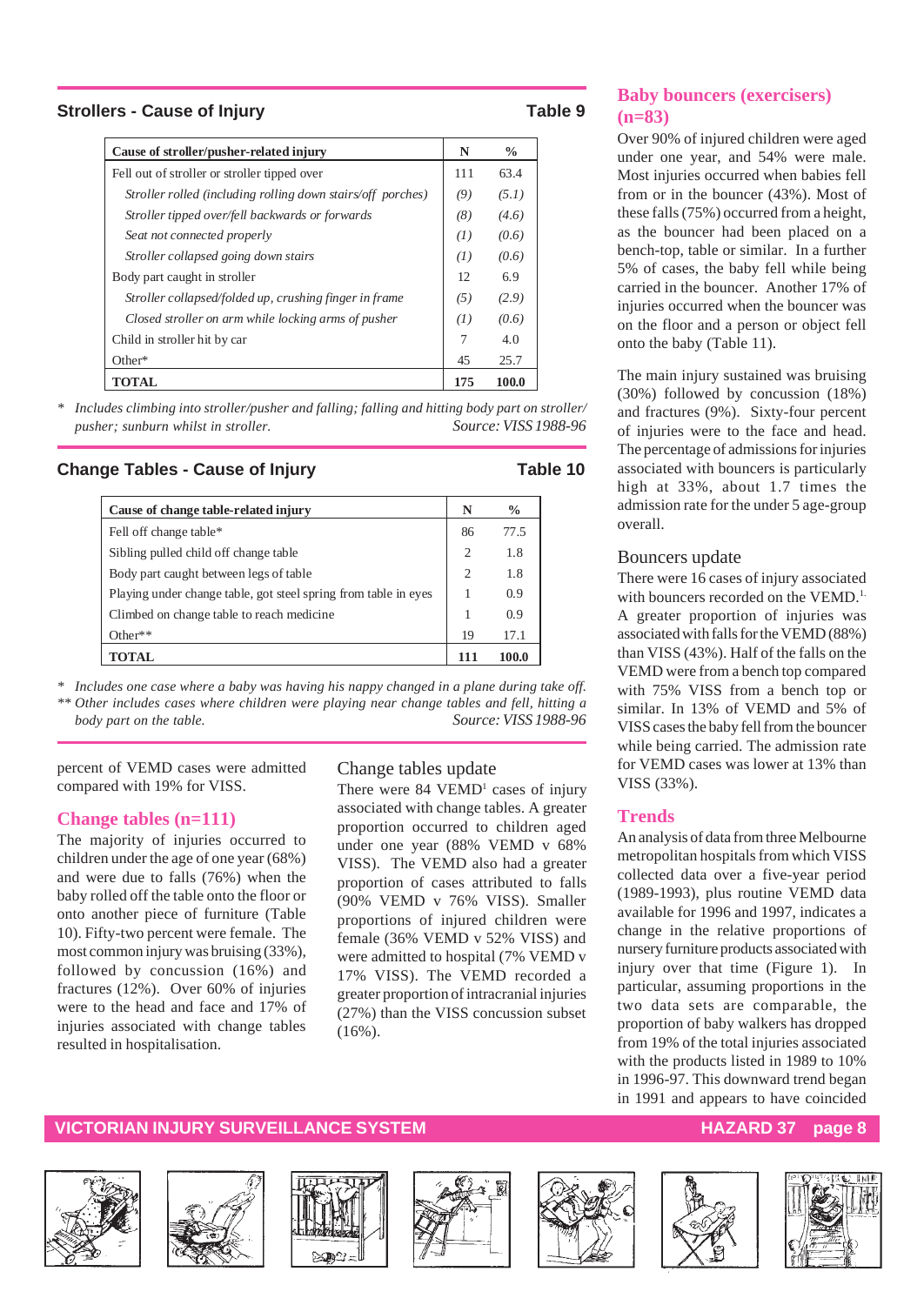## Strollers - Cause of Injury

**Table 9**

| Cause of stroller/pusher-related injury | N | % |
|---|---|---|
| Fell out of stroller or stroller tipped over | 111 | 63.4 |
| *Stroller rolled (including rolling down stairs/off porches)* | *(9)* | *(5.1)* |
| *Stroller tipped over/fell backwards or forwards* | *(8)* | *(4.6)* |
| *Seat not connected properly* | *(1)* | *(0.6)* |
| *Stroller collapsed going down stairs* | *(1)* | *(0.6)* |
| Body part caught in stroller | 12 | 6.9 |
| *Stroller collapsed/folded up, crushing finger in frame* | *(5)* | *(2.9)* |
| *Closed stroller on arm while locking arms of pusher* | *(1)* | *(0.6)* |
| Child in stroller hit by car | 7 | 4.0 |
| Other* | 45 | 25.7 |
| **TOTAL** | **175** | **100.0** |

\* *Includes climbing into stroller/pusher and falling; falling and hitting body part on stroller/pusher; sunburn whilst in stroller.*

*Source: VISS 1988-96*

## Change Tables - Cause of Injury

**Table 10**

| Cause of change table-related injury | N | % |
|---|---|---|
| Fell off change table* | 86 | 77.5 |
| Sibling pulled child off change table | 2 | 1.8 |
| Body part caught between legs of table | 2 | 1.8 |
| Playing under change table, got steel spring from table in eyes | 1 | 0.9 |
| Climbed on change table to reach medicine | 1 | 0.9 |
| Other** | 19 | 17.1 |
| **TOTAL** | **111** | **100.0** |

\* *Includes one case where a baby was having his nappy changed in a plane during take off.*
\** *Other includes cases where children were playing near change tables and fell, hitting a body part on the table.*

*Source: VISS 1988-96*

percent of VEMD cases were admitted compared with 19% for VISS.

### Change tables (n=111)

The majority of injuries occurred to children under the age of one year (68%) and were due to falls (76%) when the baby rolled off the table onto the floor or onto another piece of furniture (Table 10). Fifty-two percent were female. The most common injury was bruising (33%), followed by concussion (16%) and fractures (12%). Over 60% of injuries were to the head and face and 17% of injuries associated with change tables resulted in hospitalisation.

#### Change tables update

There were 84 VEMD[1] cases of injury associated with change tables. A greater proportion occurred to children aged under one year (88% VEMD v 68% VISS). The VEMD also had a greater proportion of cases attributed to falls (90% VEMD v 76% VISS). Smaller proportions of injured children were female (36% VEMD v 52% VISS) and were admitted to hospital (7% VEMD v 17% VISS). The VEMD recorded a greater proportion of intracranial injuries (27%) than the VISS concussion subset (16%).

### Baby bouncers (exercisers) (n=83)

Over 90% of injured children were aged under one year, and 54% were male. Most injuries occurred when babies fell from or in the bouncer (43%). Most of these falls (75%) occurred from a height, as the bouncer had been placed on a bench-top, table or similar. In a further 5% of cases, the baby fell while being carried in the bouncer. Another 17% of injuries occurred when the bouncer was on the floor and a person or object fell onto the baby (Table 11).

The main injury sustained was bruising (30%) followed by concussion (18%) and fractures (9%). Sixty-four percent of injuries were to the face and head. The percentage of admissions for injuries associated with bouncers is particularly high at 33%, about 1.7 times the admission rate for the under 5 age-group overall.

#### Bouncers update

There were 16 cases of injury associated with bouncers recorded on the VEMD.[1] A greater proportion of injuries was associated with falls for the VEMD (88%) than VISS (43%). Half of the falls on the VEMD were from a bench top compared with 75% VISS from a bench top or similar. In 13% of VEMD and 5% of VISS cases the baby fell from the bouncer while being carried. The admission rate for VEMD cases was lower at 13% than VISS (33%).

### Trends

An analysis of data from three Melbourne metropolitan hospitals from which VISS collected data over a five-year period (1989-1993), plus routine VEMD data available for 1996 and 1997, indicates a change in the relative proportions of nursery furniture products associated with injury over that time (Figure 1). In particular, assuming proportions in the two data sets are comparable, the proportion of baby walkers has dropped from 19% of the total injuries associated with the products listed in 1989 to 10% in 1996-97. This downward trend began in 1991 and appears to have coincided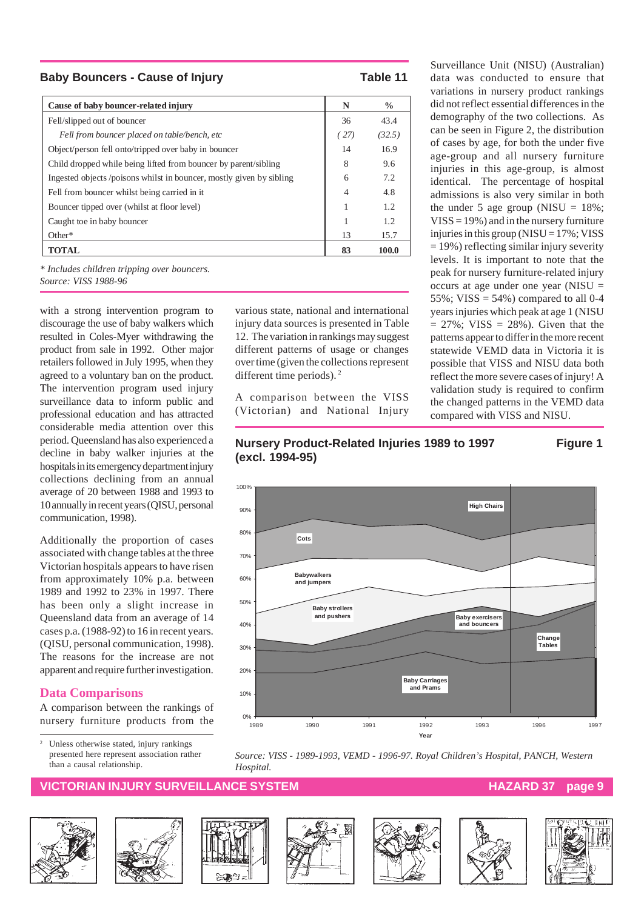## Baby Bouncers - Cause of Injury

**Table 11**

| Cause of baby bouncer-related injury | N | % |
|---|---|---|
| Fell/slipped out of bouncer | 36 | 43.4 |
| *Fell from bouncer placed on table/bench, etc* | *(27)* | *(32.5)* |
| Object/person fell onto/tripped over baby in bouncer | 14 | 16.9 |
| Child dropped while being lifted from bouncer by parent/sibling | 8 | 9.6 |
| Ingested objects /poisons whilst in bouncer, mostly given by sibling | 6 | 7.2 |
| Fell from bouncer whilst being carried in it | 4 | 4.8 |
| Bouncer tipped over (whilst at floor level) | 1 | 1.2 |
| Caught toe in baby bouncer | 1 | 1.2 |
| Other* | 13 | 15.7 |
| **TOTAL** | **83** | **100.0** |

*\* Includes children tripping over bouncers.*
*Source: VISS 1988-96*

with a strong intervention program to discourage the use of baby walkers which resulted in Coles-Myer withdrawing the product from sale in 1992. Other major retailers followed in July 1995, when they agreed to a voluntary ban on the product. The intervention program used injury surveillance data to inform public and professional education and has attracted considerable media attention over this period. Queensland has also experienced a decline in baby walker injuries at the hospitals in its emergency department injury collections declining from an annual average of 20 between 1988 and 1993 to 10 annually in recent years (QISU, personal communication, 1998).

Additionally the proportion of cases associated with change tables at the three Victorian hospitals appears to have risen from approximately 10% p.a. between 1989 and 1992 to 23% in 1997. There has been only a slight increase in Queensland data from an average of 14 cases p.a. (1988-92) to 16 in recent years. (QISU, personal communication, 1998). The reasons for the increase are not apparent and require further investigation.

## Data Comparisons

A comparison between the rankings of nursery furniture products from the various state, national and international injury data sources is presented in Table 12. The variation in rankings may suggest different patterns of usage or changes over time (given the collections represent different time periods).[2]

A comparison between the VISS (Victorian) and National Injury Surveillance Unit (NISU) (Australian) data was conducted to ensure that variations in nursery product rankings did not reflect essential differences in the demography of the two collections. As can be seen in Figure 2, the distribution of cases by age, for both the under five age-group and all nursery furniture injuries in this age-group, is almost identical. The percentage of hospital admissions is also very similar in both the under 5 age group (NISU = 18%; VISS = 19%) and in the nursery furniture injuries in this group (NISU = 17%; VISS = 19%) reflecting similar injury severity levels. It is important to note that the peak for nursery furniture-related injury occurs at age under one year (NISU = 55%; VISS = 54%) compared to all 0-4 years injuries which peak at age 1 (NISU = 27%; VISS = 28%). Given that the patterns appear to differ in the more recent statewide VEMD data in Victoria it is possible that VISS and NISU data both reflect the more severe cases of injury! A validation study is required to confirm the changed patterns in the VEMD data compared with VISS and NISU.

[2] Unless otherwise stated, injury rankings presented here represent association rather than a causal relationship.

## Nursery Product-Related Injuries 1989 to 1997 (excl. 1994-95)

**Figure 1**

*Source: VISS - 1989-1993, VEMD - 1996-97. Royal Children's Hospital, PANCH, Western Hospital.*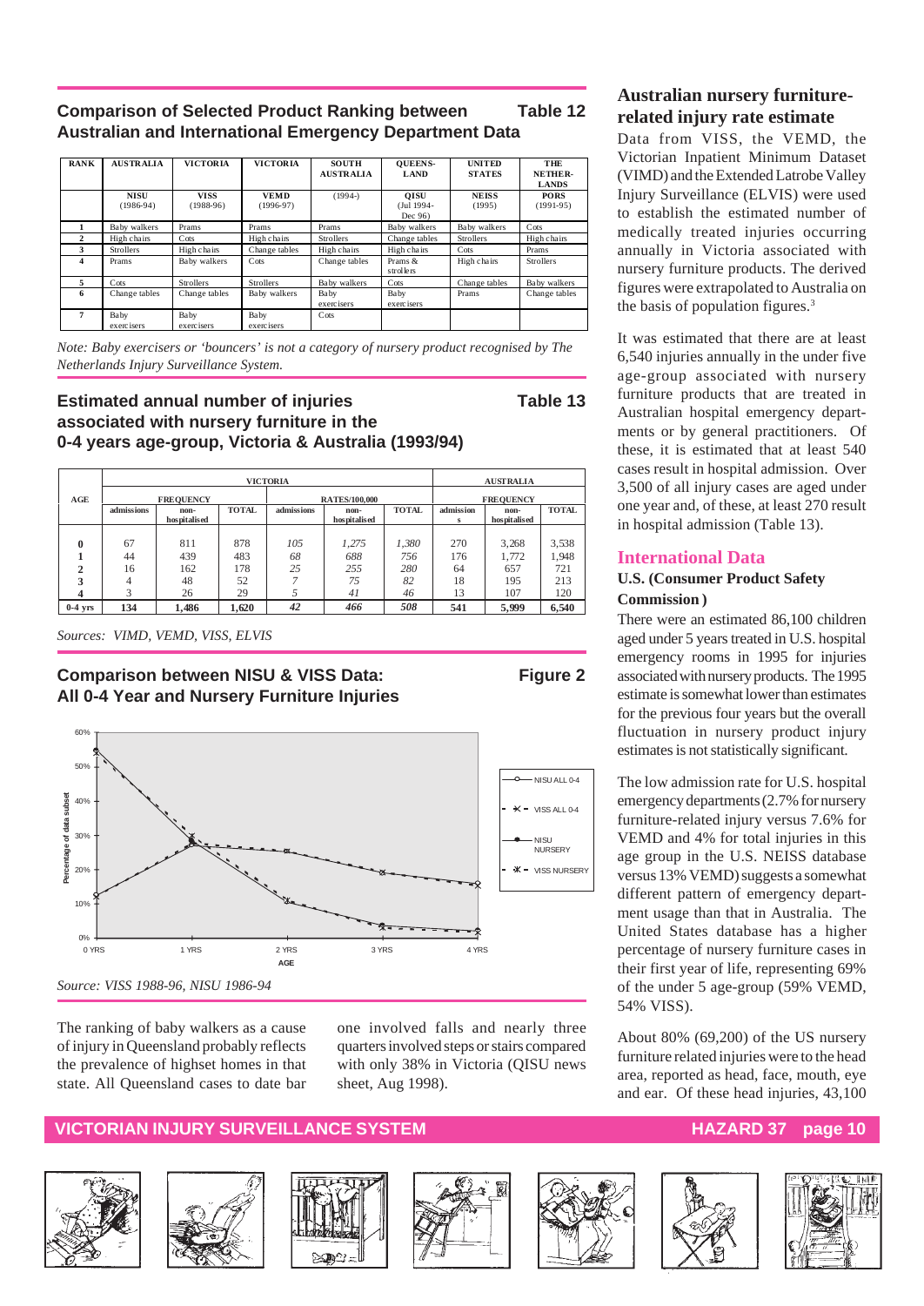## Comparison of Selected Product Ranking between Australian and International Emergency Department Data

**Table 12**

| RANK | AUSTRALIA | VICTORIA | VICTORIA | SOUTH AUSTRALIA | QUEENS-LAND | UNITED STATES | THE NETHER-LANDS |
|---|---|---|---|---|---|---|---|
| | NISU (1986-94) | VISS (1988-96) | VEMD (1996-97) | (1994-) | QISU (Jul 1994-Dec 96) | NEISS (1995) | PORS (1991-95) |
| 1 | Baby walkers | Prams | Prams | Prams | Baby walkers | Baby walkers | Cots |
| 2 | High chairs | Cots | High chairs | Strollers | Change tables | Strollers | High chairs |
| 3 | Strollers | High chairs | Change tables | High chairs | High chairs | Cots | Prams |
| 4 | Prams | Baby walkers | Cots | Change tables | Prams & strollers | High chairs | Strollers |
| 5 | Cots | Strollers | Strollers | Baby walkers | Cots | Change tables | Baby walkers |
| 6 | Change tables | Change tables | Baby walkers | Baby exercisers | Baby exercisers | Prams | Change tables |
| 7 | Baby exercisers | Baby exercisers | Baby exercisers | Cots | | | |

*Note: Baby exercisers or 'bouncers' is not a category of nursery product recognised by The Netherlands Injury Surveillance System.*

## Estimated annual number of injuries associated with nursery furniture in the 0-4 years age-group, Victoria & Australia (1993/94)

**Table 13**

| AGE | VICTORIA FREQUENCY admissions | VICTORIA FREQUENCY non-hospitalised | VICTORIA FREQUENCY TOTAL | VICTORIA RATES/100,000 admissions | VICTORIA RATES/100,000 non-hospitalised | VICTORIA RATES/100,000 TOTAL | AUSTRALIA FREQUENCY admissions | AUSTRALIA FREQUENCY non-hospitalised | AUSTRALIA FREQUENCY TOTAL |
|---|---|---|---|---|---|---|---|---|---|
| 0 | 67 | 811 | 878 | *105* | *1,275* | *1,380* | 270 | 3,268 | 3,538 |
| 1 | 44 | 439 | 483 | *68* | *688* | *756* | 176 | 1,772 | 1,948 |
| 2 | 16 | 162 | 178 | *25* | *255* | *280* | 64 | 657 | 721 |
| 3 | 4 | 48 | 52 | *7* | *75* | *82* | 18 | 195 | 213 |
| 4 | 3 | 26 | 29 | *5* | *41* | *46* | 13 | 107 | 120 |
| **0-4 yrs** | **134** | **1,486** | **1,620** | ***42*** | ***466*** | ***508*** | **541** | **5,999** | **6,540** |

*Sources: VIMD, VEMD, VISS, ELVIS*

## Comparison between NISU & VISS Data: All 0-4 Year and Nursery Furniture Injuries

**Figure 2**

*Source: VISS 1988-96, NISU 1986-94*

The ranking of baby walkers as a cause of injury in Queensland probably reflects the prevalence of highset homes in that state. All Queensland cases to date bar one involved falls and nearly three quarters involved steps or stairs compared with only 38% in Victoria (QISU news sheet, Aug 1998).

## Australian nursery furniture-related injury rate estimate

Data from VISS, the VEMD, the Victorian Inpatient Minimum Dataset (VIMD) and the Extended Latrobe Valley Injury Surveillance (ELVIS) were used to establish the estimated number of medically treated injuries occurring annually in Victoria associated with nursery furniture products. The derived figures were extrapolated to Australia on the basis of population figures.[3]

It was estimated that there are at least 6,540 injuries annually in the under five age-group associated with nursery furniture products that are treated in Australian hospital emergency departments or by general practitioners. Of these, it is estimated that at least 540 cases result in hospital admission. Over 3,500 of all injury cases are aged under one year and, of these, at least 270 result in hospital admission (Table 13).

## International Data

### U.S. (Consumer Product Safety Commission)

There were an estimated 86,100 children aged under 5 years treated in U.S. hospital emergency rooms in 1995 for injuries associated with nursery products. The 1995 estimate is somewhat lower than estimates for the previous four years but the overall fluctuation in nursery product injury estimates is not statistically significant.

The low admission rate for U.S. hospital emergency departments (2.7% for nursery furniture-related injury versus 7.6% for VEMD and 4% for total injuries in this age group in the U.S. NEISS database versus 13% VEMD) suggests a somewhat different pattern of emergency department usage than that in Australia. The United States database has a higher percentage of nursery furniture cases in their first year of life, representing 69% of the under 5 age-group (59% VEMD, 54% VISS).

About 80% (69,200) of the US nursery furniture related injuries were to the head area, reported as head, face, mouth, eye and ear. Of these head injuries, 43,100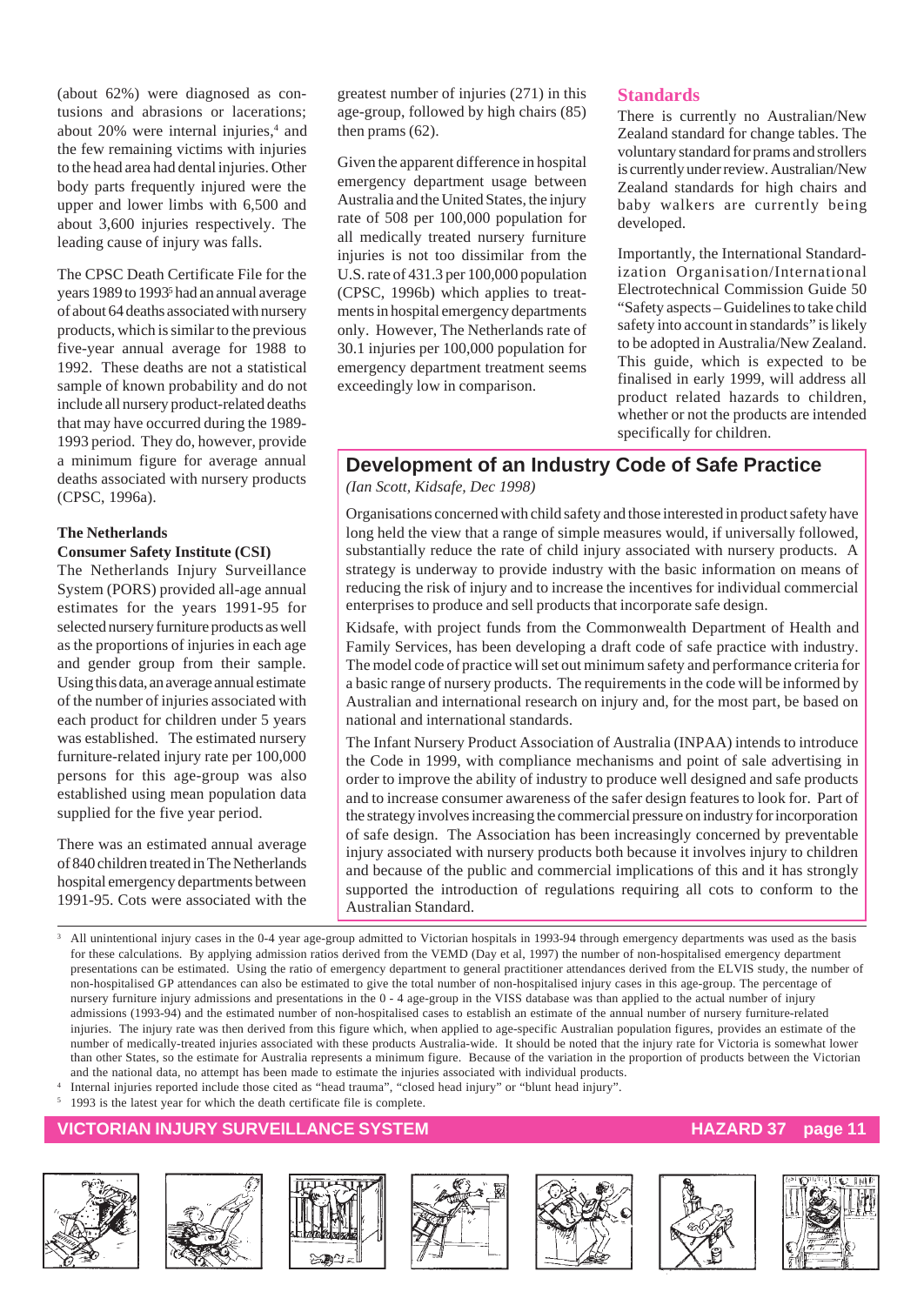(about 62%) were diagnosed as contusions and abrasions or lacerations; about 20% were internal injuries,[4] and the few remaining victims with injuries to the head area had dental injuries. Other body parts frequently injured were the upper and lower limbs with 6,500 and about 3,600 injuries respectively. The leading cause of injury was falls.

The CPSC Death Certificate File for the years 1989 to 1993[5] had an annual average of about 64 deaths associated with nursery products, which is similar to the previous five-year annual average for 1988 to 1992. These deaths are not a statistical sample of known probability and do not include all nursery product-related deaths that may have occurred during the 1989-1993 period. They do, however, provide a minimum figure for average annual deaths associated with nursery products (CPSC, 1996a).

**The Netherlands**
**Consumer Safety Institute (CSI)**

The Netherlands Injury Surveillance System (PORS) provided all-age annual estimates for the years 1991-95 for selected nursery furniture products as well as the proportions of injuries in each age and gender group from their sample. Using this data, an average annual estimate of the number of injuries associated with each product for children under 5 years was established. The estimated nursery furniture-related injury rate per 100,000 persons for this age-group was also established using mean population data supplied for the five year period.

There was an estimated annual average of 840 children treated in The Netherlands hospital emergency departments between 1991-95. Cots were associated with the greatest number of injuries (271) in this age-group, followed by high chairs (85) then prams (62).

Given the apparent difference in hospital emergency department usage between Australia and the United States, the injury rate of 508 per 100,000 population for all medically treated nursery furniture injuries is not too dissimilar from the U.S. rate of 431.3 per 100,000 population (CPSC, 1996b) which applies to treatments in hospital emergency departments only. However, The Netherlands rate of 30.1 injuries per 100,000 population for emergency department treatment seems exceedingly low in comparison.

## Standards

There is currently no Australian/New Zealand standard for change tables. The voluntary standard for prams and strollers is currently under review. Australian/New Zealand standards for high chairs and baby walkers are currently being developed.

Importantly, the International Standardization Organisation/International Electrotechnical Commission Guide 50 "Safety aspects – Guidelines to take child safety into account in standards" is likely to be adopted in Australia/New Zealand. This guide, which is expected to be finalised in early 1999, will address all product related hazards to children, whether or not the products are intended specifically for children.

## Development of an Industry Code of Safe Practice

*(Ian Scott, Kidsafe, Dec 1998)*

Organisations concerned with child safety and those interested in product safety have long held the view that a range of simple measures would, if universally followed, substantially reduce the rate of child injury associated with nursery products. A strategy is underway to provide industry with the basic information on means of reducing the risk of injury and to increase the incentives for individual commercial enterprises to produce and sell products that incorporate safe design.

Kidsafe, with project funds from the Commonwealth Department of Health and Family Services, has been developing a draft code of safe practice with industry. The model code of practice will set out minimum safety and performance criteria for a basic range of nursery products. The requirements in the code will be informed by Australian and international research on injury and, for the most part, be based on national and international standards.

The Infant Nursery Product Association of Australia (INPAA) intends to introduce the Code in 1999, with compliance mechanisms and point of sale advertising in order to improve the ability of industry to produce well designed and safe products and to increase consumer awareness of the safer design features to look for. Part of the strategy involves increasing the commercial pressure on industry for incorporation of safe design. The Association has been increasingly concerned by preventable injury associated with nursery products both because it involves injury to children and because of the public and commercial implications of this and it has strongly supported the introduction of regulations requiring all cots to conform to the Australian Standard.

---

[3] All unintentional injury cases in the 0-4 year age-group admitted to Victorian hospitals in 1993-94 through emergency departments was used as the basis for these calculations. By applying admission ratios derived from the VEMD (Day et al, 1997) the number of non-hospitalised emergency department presentations can be estimated. Using the ratio of emergency department to general practitioner attendances derived from the ELVIS study, the number of non-hospitalised GP attendances can also be estimated to give the total number of non-hospitalised injury cases in this age-group. The percentage of nursery furniture injury admissions and presentations in the 0 - 4 age-group in the VISS database was than applied to the actual number of injury admissions (1993-94) and the estimated number of non-hospitalised cases to establish an estimate of the annual number of nursery furniture-related injuries. The injury rate was then derived from this figure which, when applied to age-specific Australian population figures, provides an estimate of the number of medically-treated injuries associated with these products Australia-wide. It should be noted that the injury rate for Victoria is somewhat lower than other States, so the estimate for Australia represents a minimum figure. Because of the variation in the proportion of products between the Victorian and the national data, no attempt has been made to estimate the injuries associated with individual products.

[4] Internal injuries reported include those cited as "head trauma", "closed head injury" or "blunt head injury".

[5] 1993 is the latest year for which the death certificate file is complete.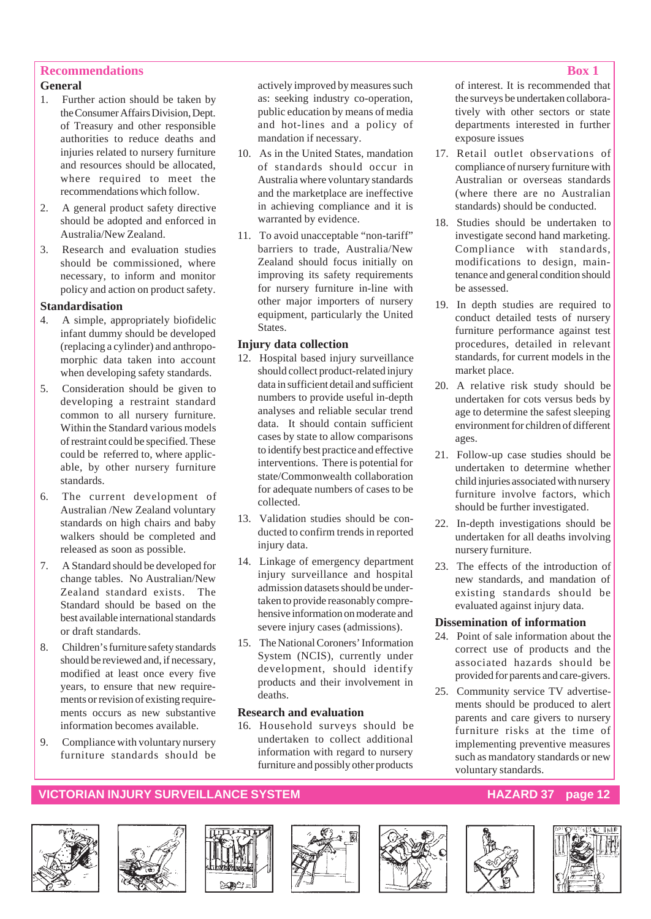## Recommendations

**Box 1**

### General

1. Further action should be taken by the Consumer Affairs Division, Dept. of Treasury and other responsible authorities to reduce deaths and injuries related to nursery furniture and resources should be allocated, where required to meet the recommendations which follow.
2. A general product safety directive should be adopted and enforced in Australia/New Zealand.
3. Research and evaluation studies should be commissioned, where necessary, to inform and monitor policy and action on product safety.

### Standardisation

4. A simple, appropriately biofidelic infant dummy should be developed (replacing a cylinder) and anthropomorphic data taken into account when developing safety standards.
5. Consideration should be given to developing a restraint standard common to all nursery furniture. Within the Standard various models of restraint could be specified. These could be referred to, where applicable, by other nursery furniture standards.
6. The current development of Australian /New Zealand voluntary standards on high chairs and baby walkers should be completed and released as soon as possible.
7. A Standard should be developed for change tables. No Australian/New Zealand standard exists. The Standard should be based on the best available international standards or draft standards.
8. Children's furniture safety standards should be reviewed and, if necessary, modified at least once every five years, to ensure that new requirements or revision of existing requirements occurs as new substantive information becomes available.
9. Compliance with voluntary nursery furniture standards should be actively improved by measures such as: seeking industry co-operation, public education by means of media and hot-lines and a policy of mandation if necessary.
10. As in the United States, mandation of standards should occur in Australia where voluntary standards and the marketplace are ineffective in achieving compliance and it is warranted by evidence.
11. To avoid unacceptable "non-tariff" barriers to trade, Australia/New Zealand should focus initially on improving its safety requirements for nursery furniture in-line with other major importers of nursery equipment, particularly the United States.

### Injury data collection

12. Hospital based injury surveillance should collect product-related injury data in sufficient detail and sufficient numbers to provide useful in-depth analyses and reliable secular trend data. It should contain sufficient cases by state to allow comparisons to identify best practice and effective interventions. There is potential for state/Commonwealth collaboration for adequate numbers of cases to be collected.
13. Validation studies should be conducted to confirm trends in reported injury data.
14. Linkage of emergency department injury surveillance and hospital admission datasets should be undertaken to provide reasonably comprehensive information on moderate and severe injury cases (admissions).
15. The National Coroners' Information System (NCIS), currently under development, should identify products and their involvement in deaths.

### Research and evaluation

16. Household surveys should be undertaken to collect additional information with regard to nursery furniture and possibly other products of interest. It is recommended that the surveys be undertaken collaboratively with other sectors or state departments interested in further exposure issues
17. Retail outlet observations of compliance of nursery furniture with Australian or overseas standards (where there are no Australian standards) should be conducted.
18. Studies should be undertaken to investigate second hand marketing. Compliance with standards, modifications to design, maintenance and general condition should be assessed.
19. In depth studies are required to conduct detailed tests of nursery furniture performance against test procedures, detailed in relevant standards, for current models in the market place.
20. A relative risk study should be undertaken for cots versus beds by age to determine the safest sleeping environment for children of different ages.
21. Follow-up case studies should be undertaken to determine whether child injuries associated with nursery furniture involve factors, which should be further investigated.
22. In-depth investigations should be undertaken for all deaths involving nursery furniture.
23. The effects of the introduction of new standards, and mandation of existing standards should be evaluated against injury data.

### Dissemination of information

24. Point of sale information about the correct use of products and the associated hazards should be provided for parents and care-givers.
25. Community service TV advertisements should be produced to alert parents and care givers to nursery furniture risks at the time of implementing preventive measures such as mandatory standards or new voluntary standards.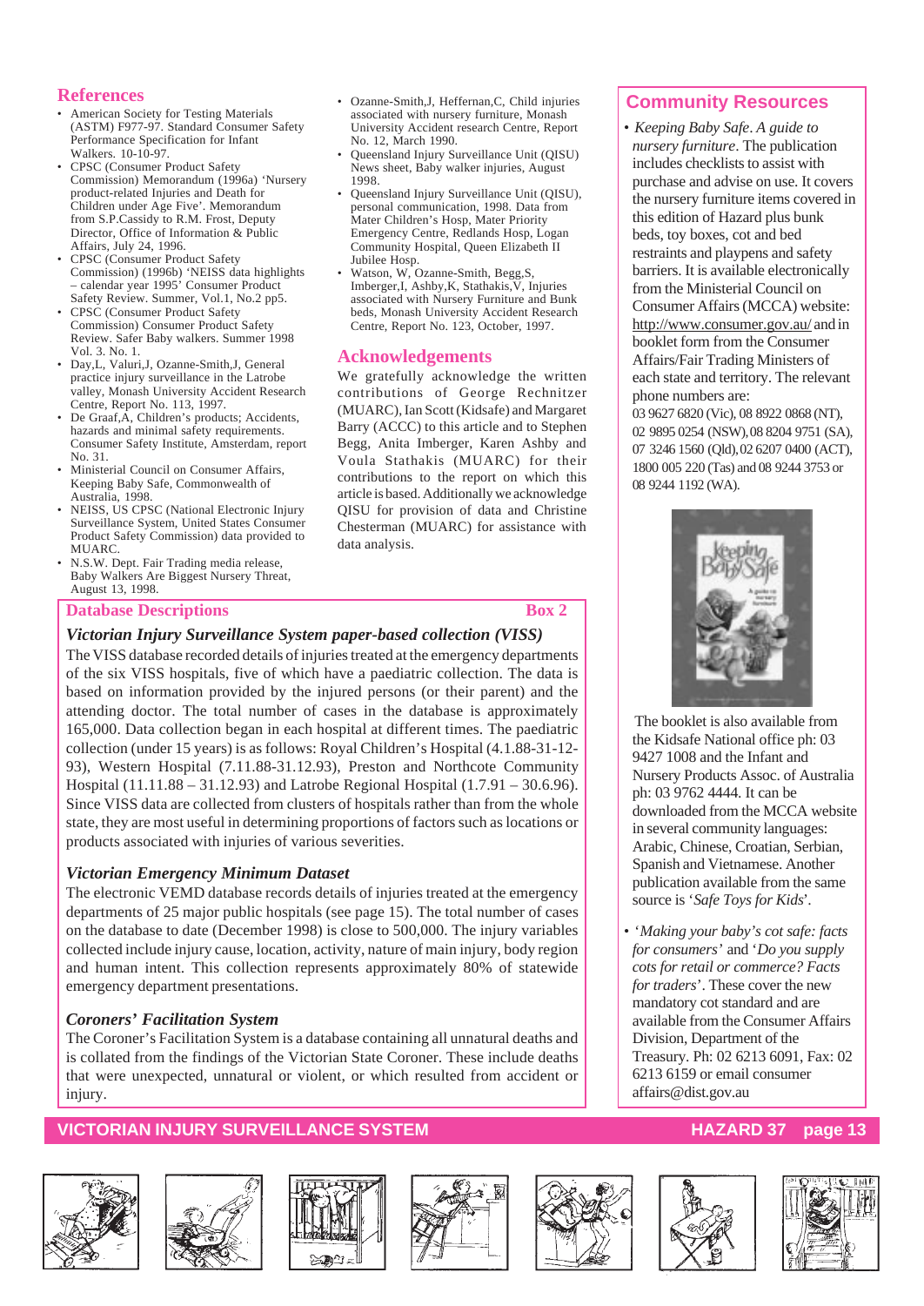## References

- American Society for Testing Materials (ASTM) F977-97. Standard Consumer Safety Performance Specification for Infant Walkers. 10-10-97.
- CPSC (Consumer Product Safety Commission) Memorandum (1996a) 'Nursery product-related Injuries and Death for Children under Age Five'. Memorandum from S.P.Cassidy to R.M. Frost, Deputy Director, Office of Information & Public Affairs, July 24, 1996.
- CPSC (Consumer Product Safety Commission) (1996b) 'NEISS data highlights – calendar year 1995' Consumer Product Safety Review. Summer, Vol.1, No.2 pp5.
- CPSC (Consumer Product Safety Commission) Consumer Product Safety Review. Safer Baby walkers. Summer 1998 Vol. 3. No. 1.
- Day,L, Valuri,J, Ozanne-Smith,J, General practice injury surveillance in the Latrobe valley, Monash University Accident Research Centre, Report No. 113, 1997.
- De Graaf,A, Children's products; Accidents, hazards and minimal safety requirements. Consumer Safety Institute, Amsterdam, report No. 31.
- Ministerial Council on Consumer Affairs, Keeping Baby Safe, Commonwealth of Australia, 1998.
- NEISS, US CPSC (National Electronic Injury Surveillance System, United States Consumer Product Safety Commission) data provided to MUARC.
- N.S.W. Dept. Fair Trading media release, Baby Walkers Are Biggest Nursery Threat, August 13, 1998.
- Ozanne-Smith,J, Heffernan,C, Child injuries associated with nursery furniture, Monash University Accident research Centre, Report No. 12, March 1990.
- Queensland Injury Surveillance Unit (QISU) News sheet, Baby walker injuries, August 1998.
- Queensland Injury Surveillance Unit (QISU), personal communication, 1998. Data from Mater Children's Hosp, Mater Priority Emergency Centre, Redlands Hosp, Logan Community Hospital, Queen Elizabeth II Jubilee Hosp.
- Watson, W, Ozanne-Smith, Begg,S, Imberger,I, Ashby,K, Stathakis,V, Injuries associated with Nursery Furniture and Bunk beds, Monash University Accident Research Centre, Report No. 123, October, 1997.

## Acknowledgements

We gratefully acknowledge the written contributions of George Rechnitzer (MUARC), Ian Scott (Kidsafe) and Margaret Barry (ACCC) to this article and to Stephen Begg, Anita Imberger, Karen Ashby and Voula Stathakis (MUARC) for their contributions to the report on which this article is based. Additionally we acknowledge QISU for provision of data and Christine Chesterman (MUARC) for assistance with data analysis.

## Database Descriptions — Box 2

### *Victorian Injury Surveillance System paper-based collection (VISS)*

The VISS database recorded details of injuries treated at the emergency departments of the six VISS hospitals, five of which have a paediatric collection. The data is based on information provided by the injured persons (or their parent) and the attending doctor. The total number of cases in the database is approximately 165,000. Data collection began in each hospital at different times. The paediatric collection (under 15 years) is as follows: Royal Children's Hospital (4.1.88-31-12-93), Western Hospital (7.11.88-31.12.93), Preston and Northcote Community Hospital (11.11.88 – 31.12.93) and Latrobe Regional Hospital (1.7.91 – 30.6.96). Since VISS data are collected from clusters of hospitals rather than from the whole state, they are most useful in determining proportions of factors such as locations or products associated with injuries of various severities.

### *Victorian Emergency Minimum Dataset*

The electronic VEMD database records details of injuries treated at the emergency departments of 25 major public hospitals (see page 15). The total number of cases on the database to date (December 1998) is close to 500,000. The injury variables collected include injury cause, location, activity, nature of main injury, body region and human intent. This collection represents approximately 80% of statewide emergency department presentations.

### *Coroners' Facilitation System*

The Coroner's Facilitation System is a database containing all unnatural deaths and is collated from the findings of the Victorian State Coroner. These include deaths that were unexpected, unnatural or violent, or which resulted from accident or injury.

## Community Resources

- *Keeping Baby Safe. A guide to nursery furniture*. The publication includes checklists to assist with purchase and advise on use. It covers the nursery furniture items covered in this edition of Hazard plus bunk beds, toy boxes, cot and bed restraints and playpens and safety barriers. It is available electronically from the Ministerial Council on Consumer Affairs (MCCA) website: http://www.consumer.gov.au/ and in booklet form from the Consumer Affairs/Fair Trading Ministers of each state and territory. The relevant phone numbers are: 03 9627 6820 (Vic), 08 8922 0868 (NT), 02 9895 0254 (NSW), 08 8204 9751 (SA), 07 3246 1560 (Qld), 02 6207 0400 (ACT), 1800 005 220 (Tas) and 08 9244 3753 or 08 9244 1192 (WA).

  The booklet is also available from the Kidsafe National office ph: 03 9427 1008 and the Infant and Nursery Products Assoc. of Australia ph: 03 9762 4444. It can be downloaded from the MCCA website in several community languages: Arabic, Chinese, Croatian, Serbian, Spanish and Vietnamese. Another publication available from the same source is '*Safe Toys for Kids*'.

- '*Making your baby's cot safe: facts for consumers*' and '*Do you supply cots for retail or commerce? Facts for traders*'. These cover the new mandatory cot standard and are available from the Consumer Affairs Division, Department of the Treasury. Ph: 02 6213 6091, Fax: 02 6213 6159 or email consumer affairs@dist.gov.au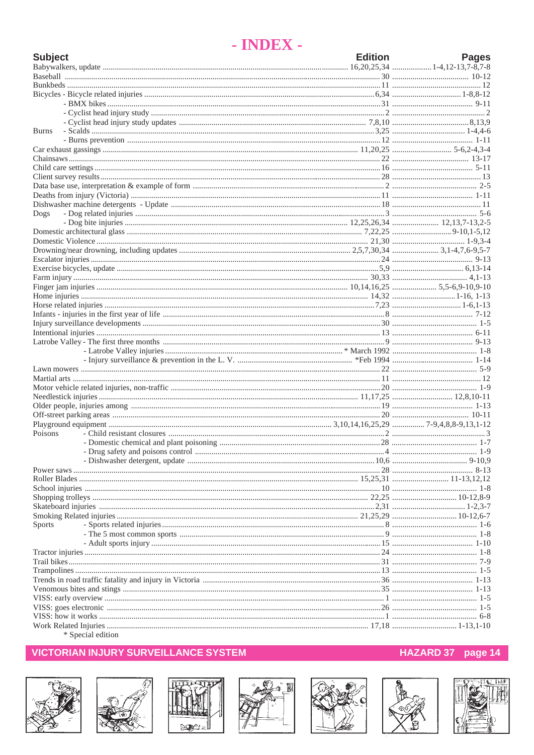# - INDEX -

| Subject | Edition | Pages |
|---|---|---|
| Babywalkers, update | 16,20,25,34 | 1-4,12-13,7-8,7-8 |
| Baseball | 30 | 10-12 |
| Bunkbeds | 11 | 12 |
| Bicycles - Bicycle related injuries | 6,34 | 1-8,8-12 |
| - BMX bikes | 31 | 9-11 |
| - Cyclist head injury study | 2 | 2 |
| - Cyclist head injury study updates | 7,8,10 | 8,13,9 |
| Burns - Scalds | 3,25 | 1-4,4-6 |
| - Burns prevention | 12 | 1-11 |
| Car exhaust gassings | 11,20,25 | 5-6,2-4,3-4 |
| Chainsaws | 22 | 13-17 |
| Child care settings | 16 | 5-11 |
| Client survey results | 28 | 13 |
| Data base use, interpretation & example of form | 2 | 2-5 |
| Deaths from injury (Victoria) | 11 | 1-11 |
| Dishwasher machine detergents - Update | 18 | 11 |
| Dogs - Dog related injuries | 3 | 5-6 |
| - Dog bite injuries | 12,25,26,34 | 12,13,7-13,2-5 |
| Domestic architectural glass | 7,22,25 | 9-10,1-5,12 |
| Domestic Violence | 21,30 | 1-9,3-4 |
| Drowning/near drowning, including updates | 2,5,7,30,34 | 3,1-4,7,6-9,5-7 |
| Escalator injuries | 24 | 9-13 |
| Exercise bicycles, update | 5,9 | 6,13-14 |
| Farm injury | 30,33 | 4,1-13 |
| Finger jam injuries | 10,14,16,25 | 5,5-6,9-10,9-10 |
| Home injuries | 14,32 | 1-16, 1-13 |
| Horse related injuries | 7,23 | 1-6,1-13 |
| Infants - injuries in the first year of life | 8 | 7-12 |
| Injury surveillance developments | 30 | 1-5 |
| Intentional injuries | 13 | 6-11 |
| Latrobe Valley - The first three months | 9 | 9-13 |
| - Latrobe Valley injuries | * March 1992 | 1-8 |
| - Injury surveillance & prevention in the L. V. | *Feb 1994 | 1-14 |
| Lawn mowers | 22 | 5-9 |
| Martial arts | 11 | 12 |
| Motor vehicle related injuries, non-traffic | 20 | 1-9 |
| Needlestick injuries | 11,17,25 | 12,8,10-11 |
| Older people, injuries among | 19 | 1-13 |
| Off-street parking areas | 20 | 10-11 |
| Playground equipment | 3,10,14,16,25,29 | 7-9,4,8,8-9,13,1-12 |
| Poisons - Child resistant closures | 2 | 3 |
| - Domestic chemical and plant poisoning | 28 | 1-7 |
| - Drug safety and poisons control | 4 | 1-9 |
| - Dishwasher detergent, update | 10,6 | 9-10,9 |
| Power saws | 28 | 8-13 |
| Roller Blades | 15,25,31 | 11-13,12,12 |
| School injuries | 10 | 1-8 |
| Shopping trolleys | 22,25 | 10-12,8-9 |
| Skateboard injuries | 2,31 | 1-2,3-7 |
| Smoking Related injuries | 21,25,29 | 10-12,6-7 |
| Sports - Sports related injuries | 8 | 1-6 |
| - The 5 most common sports | 9 | 1-8 |
| - Adult sports injury | 15 | 1-10 |
| Tractor injuries | 24 | 1-8 |
| Trail bikes | 31 | 7-9 |
| Trampolines | 13 | 1-5 |
| Trends in road traffic fatality and injury in Victoria | 36 | 1-13 |
| Venomous bites and stings | 35 | 1-13 |
| VISS: early overview | 1 | 1-5 |
| VISS: goes electronic | 26 | 1-5 |
| VISS: how it works | 1 | 6-8 |
| Work Related Injuries | 17,18 | 1-13,1-10 |

* Special edition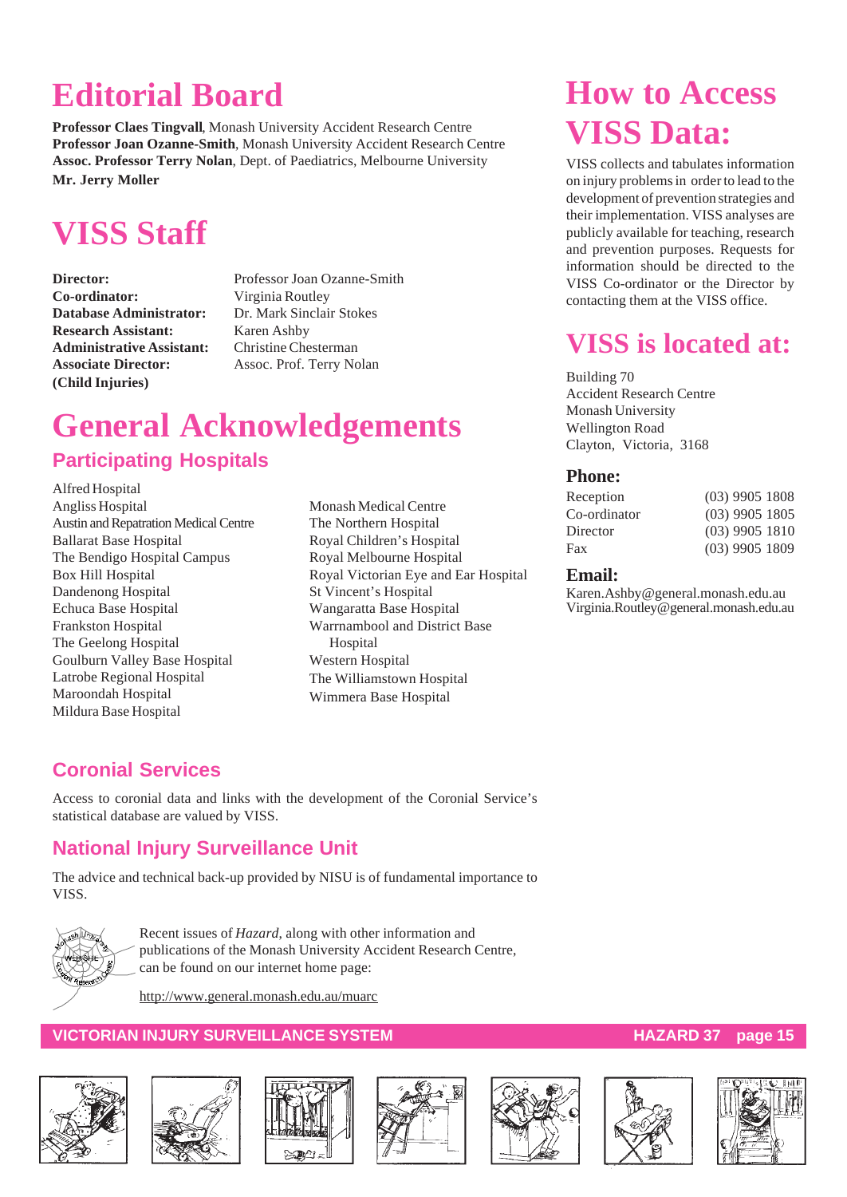# Editorial Board

**Professor Claes Tingvall**, Monash University Accident Research Centre
**Professor Joan Ozanne-Smith**, Monash University Accident Research Centre
**Assoc. Professor Terry Nolan**, Dept. of Paediatrics, Melbourne University
**Mr. Jerry Moller**

# VISS Staff

| | |
|---|---|
| **Director:** | Professor Joan Ozanne-Smith |
| **Co-ordinator:** | Virginia Routley |
| **Database Administrator:** | Dr. Mark Sinclair Stokes |
| **Research Assistant:** | Karen Ashby |
| **Administrative Assistant:** | Christine Chesterman |
| **Associate Director: (Child Injuries)** | Assoc. Prof. Terry Nolan |

# General Acknowledgements

## Participating Hospitals

Alfred Hospital
Angliss Hospital
Austin and Repatration Medical Centre
Ballarat Base Hospital
The Bendigo Hospital Campus
Box Hill Hospital
Dandenong Hospital
Echuca Base Hospital
Frankston Hospital
The Geelong Hospital
Goulburn Valley Base Hospital
Latrobe Regional Hospital
Maroondah Hospital
Mildura Base Hospital
Monash Medical Centre
The Northern Hospital
Royal Children's Hospital
Royal Melbourne Hospital
Royal Victorian Eye and Ear Hospital
St Vincent's Hospital
Wangaratta Base Hospital
Warrnambool and District Base Hospital
Western Hospital
The Williamstown Hospital
Wimmera Base Hospital

## Coronial Services

Access to coronial data and links with the development of the Coronial Service's statistical database are valued by VISS.

## National Injury Surveillance Unit

The advice and technical back-up provided by NISU is of fundamental importance to VISS.

Recent issues of *Hazard*, along with other information and publications of the Monash University Accident Research Centre, can be found on our internet home page:

http://www.general.monash.edu.au/muarc

# How to Access VISS Data:

VISS collects and tabulates information on injury problems in order to lead to the development of prevention strategies and their implementation. VISS analyses are publicly available for teaching, research and prevention purposes. Requests for information should be directed to the VISS Co-ordinator or the Director by contacting them at the VISS office.

# VISS is located at:

Building 70
Accident Research Centre
Monash University
Wellington Road
Clayton, Victoria, 3168

### Phone:

| | |
|---|---|
| Reception | (03) 9905 1808 |
| Co-ordinator | (03) 9905 1805 |
| Director | (03) 9905 1810 |
| Fax | (03) 9905 1809 |

### Email:

Karen.Ashby@general.monash.edu.au
Virginia.Routley@general.monash.edu.au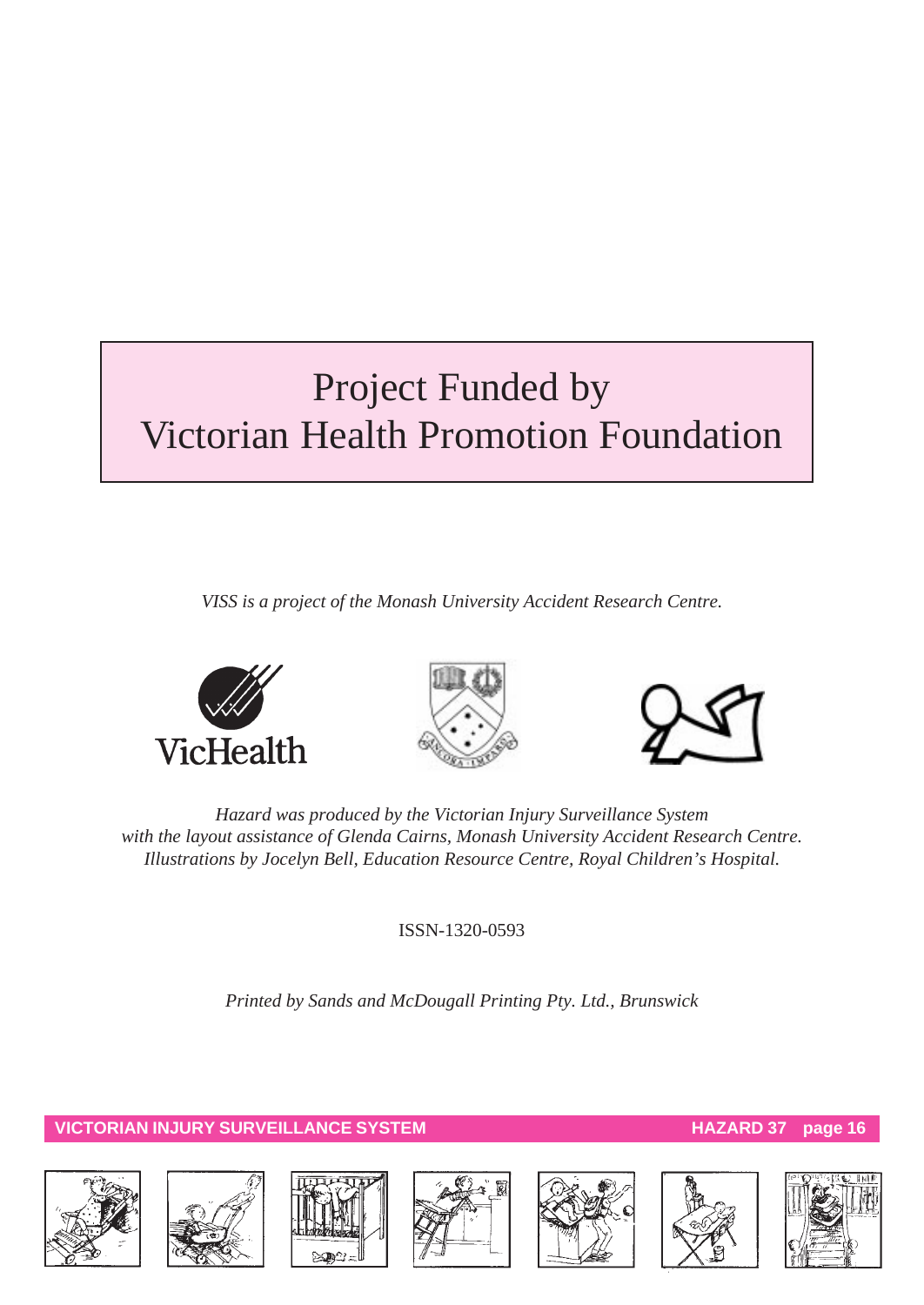# Project Funded by Victorian Health Promotion Foundation

*VISS is a project of the Monash University Accident Research Centre.*

VicHealth

*Hazard was produced by the Victorian Injury Surveillance System with the layout assistance of Glenda Cairns, Monash University Accident Research Centre. Illustrations by Jocelyn Bell, Education Resource Centre, Royal Children's Hospital.*

ISSN-1320-0593

*Printed by Sands and McDougall Printing Pty. Ltd., Brunswick*